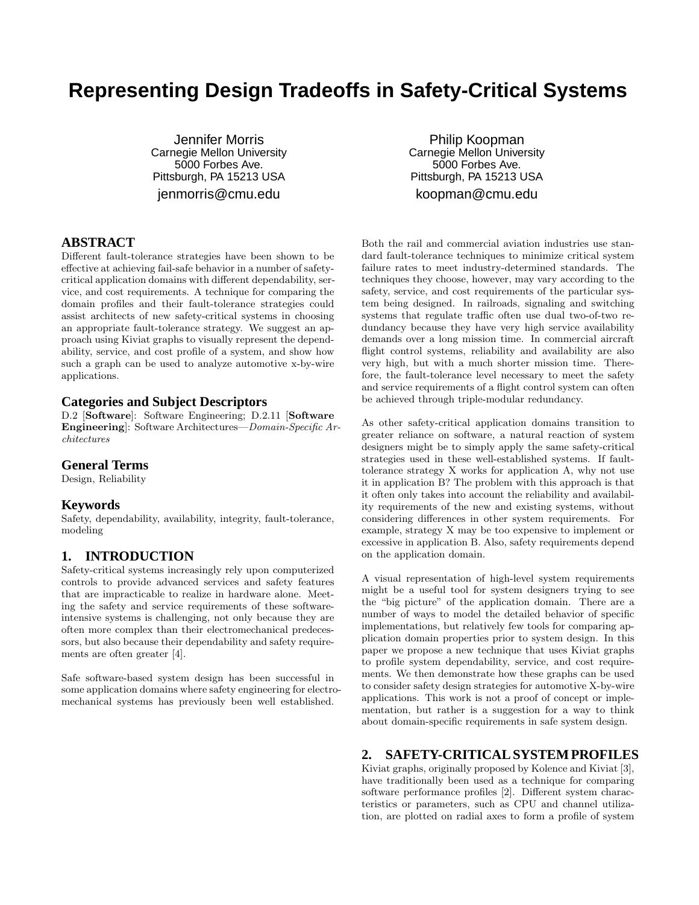# Representing Design Tradeoffs in Safety-Critical Systems

Jennifer Morris
Carnegie Mellon University
5000 Forbes Ave.
Pittsburgh, PA 15213 USA
jenmorris@cmu.edu

Philip Koopman
Carnegie Mellon University
5000 Forbes Ave.
Pittsburgh, PA 15213 USA
koopman@cmu.edu

## ABSTRACT

Different fault-tolerance strategies have been shown to be effective at achieving fail-safe behavior in a number of safety-critical application domains with different dependability, service, and cost requirements. A technique for comparing the domain profiles and their fault-tolerance strategies could assist architects of new safety-critical systems in choosing an appropriate fault-tolerance strategy. We suggest an approach using Kiviat graphs to visually represent the dependability, service, and cost profile of a system, and show how such a graph can be used to analyze automotive x-by-wire applications.

### Categories and Subject Descriptors

D.2 [**Software**]: Software Engineering; D.2.11 [**Software Engineering**]: Software Architectures—*Domain-Specific Architectures*

### General Terms

Design, Reliability

### Keywords

Safety, dependability, availability, integrity, fault-tolerance, modeling

## 1. INTRODUCTION

Safety-critical systems increasingly rely upon computerized controls to provide advanced services and safety features that are impracticable to realize in hardware alone. Meeting the safety and service requirements of these software-intensive systems is challenging, not only because they are often more complex than their electromechanical predecessors, but also because their dependability and safety requirements are often greater [4].

Safe software-based system design has been successful in some application domains where safety engineering for electromechanical systems has previously been well established. Both the rail and commercial aviation industries use standard fault-tolerance techniques to minimize critical system failure rates to meet industry-determined standards. The techniques they choose, however, may vary according to the safety, service, and cost requirements of the particular system being designed. In railroads, signaling and switching systems that regulate traffic often use dual two-of-two redundancy because they have very high service availability demands over a long mission time. In commercial aircraft flight control systems, reliability and availability are also very high, but with a much shorter mission time. Therefore, the fault-tolerance level necessary to meet the safety and service requirements of a flight control system can often be achieved through triple-modular redundancy.

As other safety-critical application domains transition to greater reliance on software, a natural reaction of system designers might be to simply apply the same safety-critical strategies used in these well-established systems. If fault-tolerance strategy X works for application A, why not use it in application B? The problem with this approach is that it often only takes into account the reliability and availability requirements of the new and existing systems, without considering differences in other system requirements. For example, strategy X may be too expensive to implement or excessive in application B. Also, safety requirements depend on the application domain.

A visual representation of high-level system requirements might be a useful tool for system designers trying to see the "big picture" of the application domain. There are a number of ways to model the detailed behavior of specific implementations, but relatively few tools for comparing application domain properties prior to system design. In this paper we propose a new technique that uses Kiviat graphs to profile system dependability, service, and cost requirements. We then demonstrate how these graphs can be used to consider safety design strategies for automotive X-by-wire applications. This work is not a proof of concept or implementation, but rather is a suggestion for a way to think about domain-specific requirements in safe system design.

## 2. SAFETY-CRITICAL SYSTEM PROFILES

Kiviat graphs, originally proposed by Kolence and Kiviat [3], have traditionally been used as a technique for comparing software performance profiles [2]. Different system characteristics or parameters, such as CPU and channel utilization, are plotted on radial axes to form a profile of system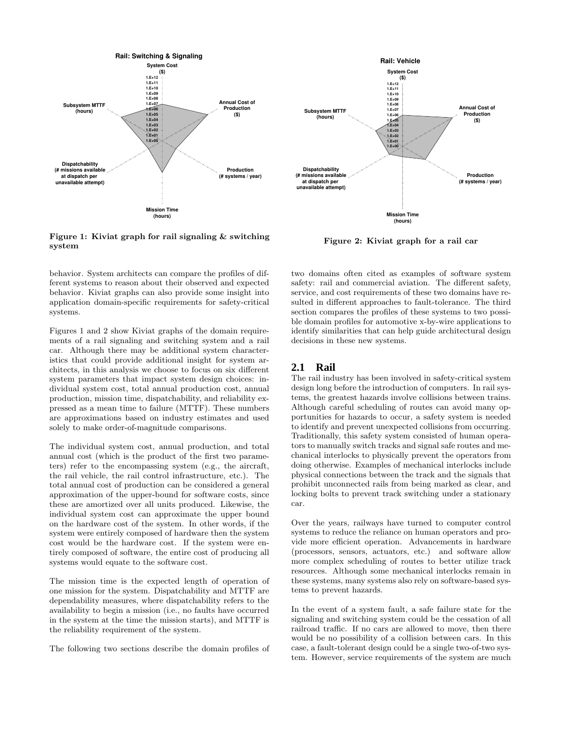Figure 1: Kiviat graph for rail signaling & switching system

Figure 2: Kiviat graph for a rail car

behavior. System architects can compare the profiles of different systems to reason about their observed and expected behavior. Kiviat graphs can also provide some insight into application domain-specific requirements for safety-critical systems.

Figures 1 and 2 show Kiviat graphs of the domain requirements of a rail signaling and switching system and a rail car. Although there may be additional system characteristics that could provide additional insight for system architects, in this analysis we choose to focus on six different system parameters that impact system design choices: individual system cost, total annual production cost, annual production, mission time, dispatchability, and reliability expressed as a mean time to failure (MTTF). These numbers are approximations based on industry estimates and used solely to make order-of-magnitude comparisons.

The individual system cost, annual production, and total annual cost (which is the product of the first two parameters) refer to the encompassing system (e.g., the aircraft, the rail vehicle, the rail control infrastructure, etc.). The total annual cost of production can be considered a general approximation of the upper-bound for software costs, since these are amortized over all units produced. Likewise, the individual system cost can approximate the upper bound on the hardware cost of the system. In other words, if the system were entirely composed of hardware then the system cost would be the hardware cost. If the system were entirely composed of software, the entire cost of producing all systems would equate to the software cost.

The mission time is the expected length of operation of one mission for the system. Dispatchability and MTTF are dependability measures, where dispatchability refers to the availability to begin a mission (i.e., no faults have occurred in the system at the time the mission starts), and MTTF is the reliability requirement of the system.

The following two sections describe the domain profiles of two domains often cited as examples of software system safety: rail and commercial aviation. The different safety, service, and cost requirements of these two domains have resulted in different approaches to fault-tolerance. The third section compares the profiles of these systems to two possible domain profiles for automotive x-by-wire applications to identify similarities that can help guide architectural design decisions in these new systems.

## 2.1 Rail

The rail industry has been involved in safety-critical system design long before the introduction of computers. In rail systems, the greatest hazards involve collisions between trains. Although careful scheduling of routes can avoid many opportunities for hazards to occur, a safety system is needed to identify and prevent unexpected collisions from occurring. Traditionally, this safety system consisted of human operators to manually switch tracks and signal safe routes and mechanical interlocks to physically prevent the operators from doing otherwise. Examples of mechanical interlocks include physical connections between the track and the signals that prohibit unconnected rails from being marked as clear, and locking bolts to prevent track switching under a stationary car.

Over the years, railways have turned to computer control systems to reduce the reliance on human operators and provide more efficient operation. Advancements in hardware (processors, sensors, actuators, etc.) and software allow more complex scheduling of routes to better utilize track resources. Although some mechanical interlocks remain in these systems, many systems also rely on software-based systems to prevent hazards.

In the event of a system fault, a safe failure state for the signaling and switching system could be the cessation of all railroad traffic. If no cars are allowed to move, then there would be no possibility of a collision between cars. In this case, a fault-tolerant design could be a single two-of-two system. However, service requirements of the system are much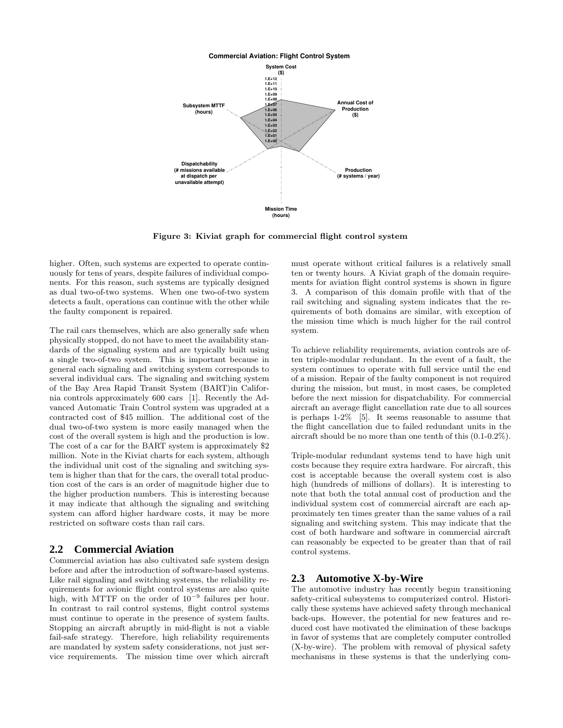**Commercial Aviation: Flight Control System**

Figure 3: Kiviat graph for commercial flight control system

higher. Often, such systems are expected to operate continuously for tens of years, despite failures of individual components. For this reason, such systems are typically designed as dual two-of-two systems. When one two-of-two system detects a fault, operations can continue with the other while the faulty component is repaired.

The rail cars themselves, which are also generally safe when physically stopped, do not have to meet the availability standards of the signaling system and are typically built using a single two-of-two system. This is important because in general each signaling and switching system corresponds to several individual cars. The signaling and switching system of the Bay Area Rapid Transit System (BART)in California controls approximately 600 cars [1]. Recently the Advanced Automatic Train Control system was upgraded at a contracted cost of $45 million. The additional cost of the dual two-of-two system is more easily managed when the cost of the overall system is high and the production is low. The cost of a car for the BART system is approximately $2 million. Note in the Kiviat charts for each system, although the individual unit cost of the signaling and switching system is higher than that for the cars, the overall total production cost of the cars is an order of magnitude higher due to the higher production numbers. This is interesting because it may indicate that although the signaling and switching system can afford higher hardware costs, it may be more restricted on software costs than rail cars.

## 2.2 Commercial Aviation

Commercial aviation has also cultivated safe system design before and after the introduction of software-based systems. Like rail signaling and switching systems, the reliability requirements for avionic flight control systems are also quite high, with MTTF on the order of $10^{-9}$ failures per hour. In contrast to rail control systems, flight control systems must continue to operate in the presence of system faults. Stopping an aircraft abruptly in mid-flight is not a viable fail-safe strategy. Therefore, high reliability requirements are mandated by system safety considerations, not just service requirements. The mission time over which aircraft must operate without critical failures is a relatively small ten or twenty hours. A Kiviat graph of the domain requirements for aviation flight control systems is shown in figure 3. A comparison of this domain profile with that of the rail switching and signaling system indicates that the requirements of both domains are similar, with exception of the mission time which is much higher for the rail control system.

To achieve reliability requirements, aviation controls are often triple-modular redundant. In the event of a fault, the system continues to operate with full service until the end of a mission. Repair of the faulty component is not required during the mission, but must, in most cases, be completed before the next mission for dispatchability. For commercial aircraft an average flight cancellation rate due to all sources is perhaps 1-2% [5]. It seems reasonable to assume that the flight cancellation due to failed redundant units in the aircraft should be no more than one tenth of this (0.1-0.2%).

Triple-modular redundant systems tend to have high unit costs because they require extra hardware. For aircraft, this cost is acceptable because the overall system cost is also high (hundreds of millions of dollars). It is interesting to note that both the total annual cost of production and the individual system cost of commercial aircraft are each approximately ten times greater than the same values of a rail signaling and switching system. This may indicate that the cost of both hardware and software in commercial aircraft can reasonably be expected to be greater than that of rail control systems.

## 2.3 Automotive X-by-Wire

The automotive industry has recently begun transitioning safety-critical subsystems to computerized control. Historically these systems have achieved safety through mechanical back-ups. However, the potential for new features and reduced cost have motivated the elimination of these backups in favor of systems that are completely computer controlled (X-by-wire). The problem with removal of physical safety mechanisms in these systems is that the underlying com-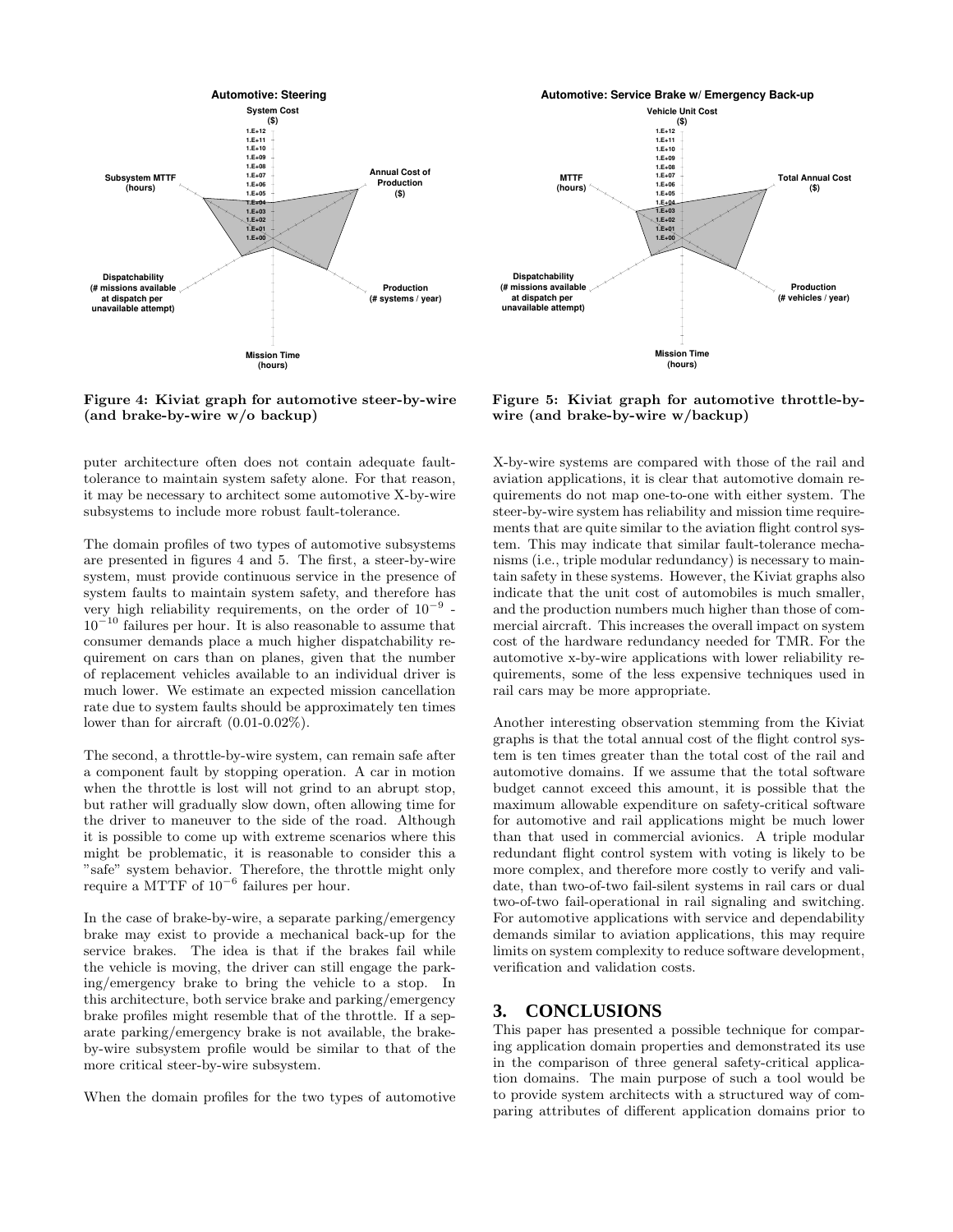**Automotive: Steering**

System Cost ($)

1.E+12
1.E+11
1.E+10
1.E+09
1.E+08
1.E+07
1.E+06
1.E+05
1.E+04
1.E+03
1.E+02
1.E+01
1.E+00

Annual Cost of Production ($)

Production (# systems / year)

Mission Time (hours)

Dispatchability (# missions available at dispatch per unavailable attempt)

Subsystem MTTF (hours)

**Figure 4: Kiviat graph for automotive steer-by-wire (and brake-by-wire w/o backup)**

**Automotive: Service Brake w/ Emergency Back-up**

Vehicle Unit Cost ($)

1.E+12
1.E+11
1.E+10
1.E+09
1.E+08
1.E+07
1.E+06
1.E+05
1.E+04
1.E+03
1.E+02
1.E+01
1.E+00

Total Annual Cost ($)

Production (# vehicles / year)

Mission Time (hours)

Dispatchability (# missions available at dispatch per unavailable attempt)

MTTF (hours)

**Figure 5: Kiviat graph for automotive throttle-by-wire (and brake-by-wire w/backup)**

puter architecture often does not contain adequate fault-tolerance to maintain system safety alone. For that reason, it may be necessary to architect some automotive X-by-wire subsystems to include more robust fault-tolerance.

The domain profiles of two types of automotive subsystems are presented in figures 4 and 5. The first, a steer-by-wire system, must provide continuous service in the presence of system faults to maintain system safety, and therefore has very high reliability requirements, on the order of $10^{-9}$ - $10^{-10}$ failures per hour. It is also reasonable to assume that consumer demands place a much higher dispatchability requirement on cars than on planes, given that the number of replacement vehicles available to an individual driver is much lower. We estimate an expected mission cancellation rate due to system faults should be approximately ten times lower than for aircraft (0.01-0.02%).

The second, a throttle-by-wire system, can remain safe after a component fault by stopping operation. A car in motion when the throttle is lost will not grind to an abrupt stop, but rather will gradually slow down, often allowing time for the driver to maneuver to the side of the road. Although it is possible to come up with extreme scenarios where this might be problematic, it is reasonable to consider this a "safe" system behavior. Therefore, the throttle might only require a MTTF of $10^{-6}$ failures per hour.

In the case of brake-by-wire, a separate parking/emergency brake may exist to provide a mechanical back-up for the service brakes. The idea is that if the brakes fail while the vehicle is moving, the driver can still engage the parking/emergency brake to bring the vehicle to a stop. In this architecture, both service brake and parking/emergency brake profiles might resemble that of the throttle. If a separate parking/emergency brake is not available, the brake-by-wire subsystem profile would be similar to that of the more critical steer-by-wire subsystem.

When the domain profiles for the two types of automotive X-by-wire systems are compared with those of the rail and aviation applications, it is clear that automotive domain requirements do not map one-to-one with either system. The steer-by-wire system has reliability and mission time requirements that are quite similar to the aviation flight control system. This may indicate that similar fault-tolerance mechanisms (i.e., triple modular redundancy) is necessary to maintain safety in these systems. However, the Kiviat graphs also indicate that the unit cost of automobiles is much smaller, and the production numbers much higher than those of commercial aircraft. This increases the overall impact on system cost of the hardware redundancy needed for TMR. For the automotive x-by-wire applications with lower reliability requirements, some of the less expensive techniques used in rail cars may be more appropriate.

Another interesting observation stemming from the Kiviat graphs is that the total annual cost of the flight control system is ten times greater than the total cost of the rail and automotive domains. If we assume that the total software budget cannot exceed this amount, it is possible that the maximum allowable expenditure on safety-critical software for automotive and rail applications might be much lower than that used in commercial avionics. A triple modular redundant flight control system with voting is likely to be more complex, and therefore more costly to verify and validate, than two-of-two fail-silent systems in rail cars or dual two-of-two fail-operational in rail signaling and switching. For automotive applications with service and dependability demands similar to aviation applications, this may require limits on system complexity to reduce software development, verification and validation costs.

## 3. CONCLUSIONS

This paper has presented a possible technique for comparing application domain properties and demonstrated its use in the comparison of three general safety-critical application domains. The main purpose of such a tool would be to provide system architects with a structured way of comparing attributes of different application domains prior to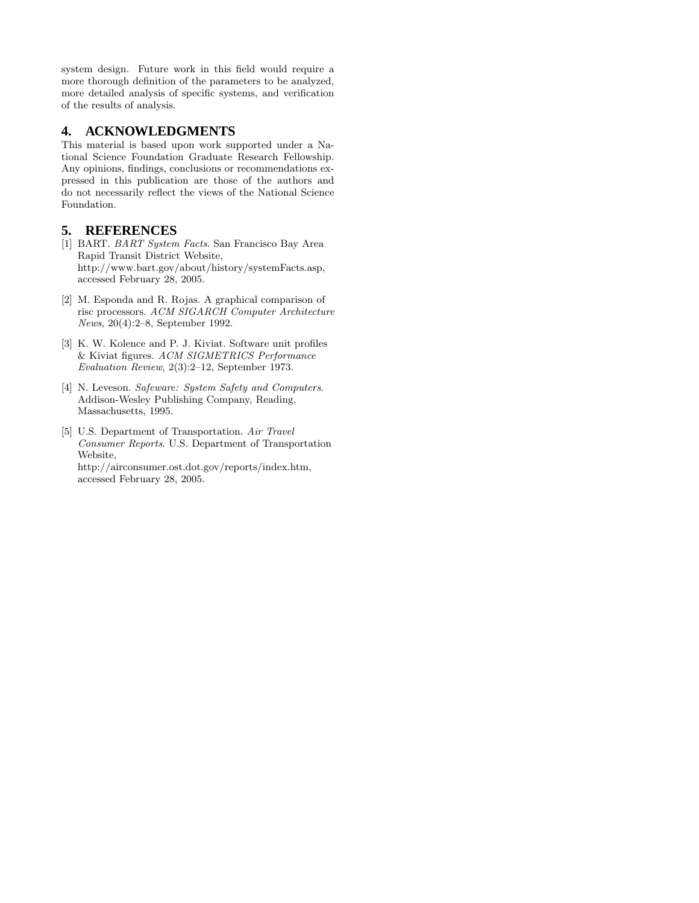system design. Future work in this field would require a more thorough definition of the parameters to be analyzed, more detailed analysis of specific systems, and verification of the results of analysis.

## 4. ACKNOWLEDGMENTS

This material is based upon work supported under a National Science Foundation Graduate Research Fellowship. Any opinions, findings, conclusions or recommendations expressed in this publication are those of the authors and do not necessarily reflect the views of the National Science Foundation.

## 5. REFERENCES

[1] BART. *BART System Facts*. San Francisco Bay Area Rapid Transit District Website, http://www.bart.gov/about/history/systemFacts.asp, accessed February 28, 2005.

[2] M. Esponda and R. Rojas. A graphical comparison of risc processors. *ACM SIGARCH Computer Architecture News*, 20(4):2–8, September 1992.

[3] K. W. Kolence and P. J. Kiviat. Software unit profiles & Kiviat figures. *ACM SIGMETRICS Performance Evaluation Review*, 2(3):2–12, September 1973.

[4] N. Leveson. *Safeware: System Safety and Computers*. Addison-Wesley Publishing Company, Reading, Massachusetts, 1995.

[5] U.S. Department of Transportation. *Air Travel Consumer Reports*. U.S. Department of Transportation Website, http://airconsumer.ost.dot.gov/reports/index.htm, accessed February 28, 2005.